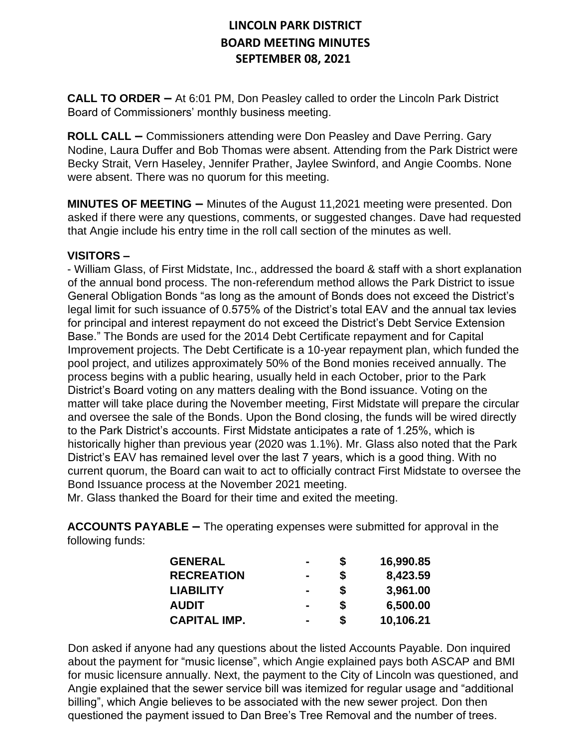# LINCOLN PARK DISTRICT
## BOARD MEETING MINUTES
## SEPTEMBER 08, 2021

**CALL TO ORDER –** At 6:01 PM, Don Peasley called to order the Lincoln Park District Board of Commissioners' monthly business meeting.

**ROLL CALL –** Commissioners attending were Don Peasley and Dave Perring. Gary Nodine, Laura Duffer and Bob Thomas were absent. Attending from the Park District were Becky Strait, Vern Haseley, Jennifer Prather, Jaylee Swinford, and Angie Coombs. None were absent. There was no quorum for this meeting.

**MINUTES OF MEETING –** Minutes of the August 11,2021 meeting were presented. Don asked if there were any questions, comments, or suggested changes. Dave had requested that Angie include his entry time in the roll call section of the minutes as well.

**VISITORS –**

- William Glass, of First Midstate, Inc., addressed the board & staff with a short explanation of the annual bond process. The non-referendum method allows the Park District to issue General Obligation Bonds "as long as the amount of Bonds does not exceed the District's legal limit for such issuance of 0.575% of the District's total EAV and the annual tax levies for principal and interest repayment do not exceed the District's Debt Service Extension Base." The Bonds are used for the 2014 Debt Certificate repayment and for Capital Improvement projects. The Debt Certificate is a 10-year repayment plan, which funded the pool project, and utilizes approximately 50% of the Bond monies received annually. The process begins with a public hearing, usually held in each October, prior to the Park District's Board voting on any matters dealing with the Bond issuance. Voting on the matter will take place during the November meeting, First Midstate will prepare the circular and oversee the sale of the Bonds. Upon the Bond closing, the funds will be wired directly to the Park District's accounts. First Midstate anticipates a rate of 1.25%, which is historically higher than previous year (2020 was 1.1%). Mr. Glass also noted that the Park District's EAV has remained level over the last 7 years, which is a good thing. With no current quorum, the Board can wait to act to officially contract First Midstate to oversee the Bond Issuance process at the November 2021 meeting.

Mr. Glass thanked the Board for their time and exited the meeting.

**ACCOUNTS PAYABLE –** The operating expenses were submitted for approval in the following funds:

| | | | |
|---|---|---|---|
| **GENERAL** | - | **$** | **16,990.85** |
| **RECREATION** | - | **$** | **8,423.59** |
| **LIABILITY** | - | **$** | **3,961.00** |
| **AUDIT** | - | **$** | **6,500.00** |
| **CAPITAL IMP.** | - | **$** | **10,106.21** |

Don asked if anyone had any questions about the listed Accounts Payable. Don inquired about the payment for "music license", which Angie explained pays both ASCAP and BMI for music licensure annually. Next, the payment to the City of Lincoln was questioned, and Angie explained that the sewer service bill was itemized for regular usage and "additional billing", which Angie believes to be associated with the new sewer project. Don then questioned the payment issued to Dan Bree's Tree Removal and the number of trees.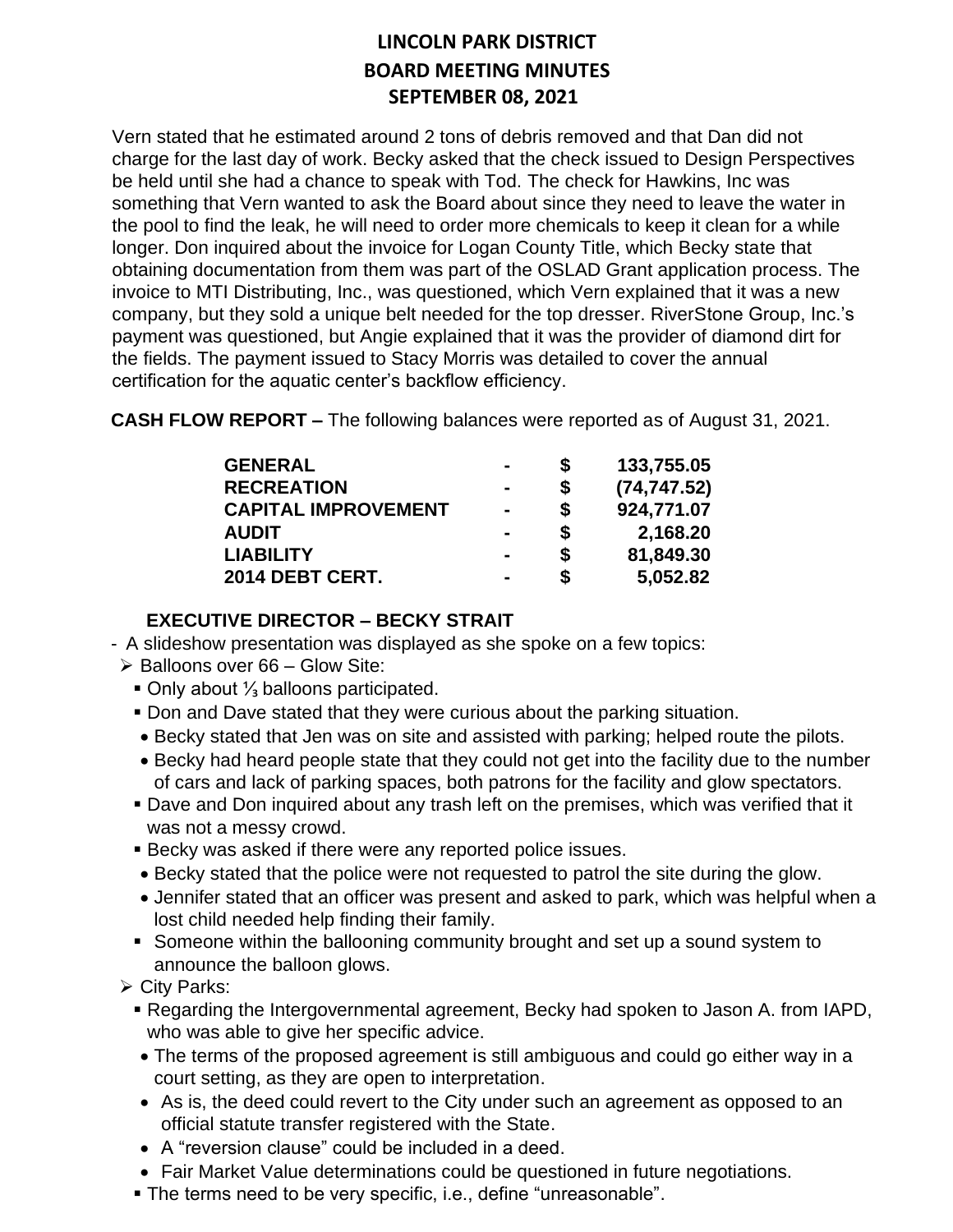# LINCOLN PARK DISTRICT
## BOARD MEETING MINUTES
## SEPTEMBER 08, 2021

Vern stated that he estimated around 2 tons of debris removed and that Dan did not charge for the last day of work. Becky asked that the check issued to Design Perspectives be held until she had a chance to speak with Tod. The check for Hawkins, Inc was something that Vern wanted to ask the Board about since they need to leave the water in the pool to find the leak, he will need to order more chemicals to keep it clean for a while longer. Don inquired about the invoice for Logan County Title, which Becky state that obtaining documentation from them was part of the OSLAD Grant application process. The invoice to MTI Distributing, Inc., was questioned, which Vern explained that it was a new company, but they sold a unique belt needed for the top dresser. RiverStone Group, Inc.'s payment was questioned, but Angie explained that it was the provider of diamond dirt for the fields. The payment issued to Stacy Morris was detailed to cover the annual certification for the aquatic center's backflow efficiency.

**CASH FLOW REPORT –** The following balances were reported as of August 31, 2021.

| | | | |
|---|---|---|---|
| **GENERAL** | **-** | **$** | **133,755.05** |
| **RECREATION** | **-** | **$** | **(74,747.52)** |
| **CAPITAL IMPROVEMENT** | **-** | **$** | **924,771.07** |
| **AUDIT** | **-** | **$** | **2,168.20** |
| **LIABILITY** | **-** | **$** | **81,849.30** |
| **2014 DEBT CERT.** | **-** | **$** | **5,052.82** |

**EXECUTIVE DIRECTOR – BECKY STRAIT**

- A slideshow presentation was displayed as she spoke on a few topics:
  - Balloons over 66 – Glow Site:
    - Only about ⅓ balloons participated.
    - Don and Dave stated that they were curious about the parking situation.
      - Becky stated that Jen was on site and assisted with parking; helped route the pilots.
      - Becky had heard people state that they could not get into the facility due to the number of cars and lack of parking spaces, both patrons for the facility and glow spectators.
    - Dave and Don inquired about any trash left on the premises, which was verified that it was not a messy crowd.
    - Becky was asked if there were any reported police issues.
      - Becky stated that the police were not requested to patrol the site during the glow.
      - Jennifer stated that an officer was present and asked to park, which was helpful when a lost child needed help finding their family.
    - Someone within the ballooning community brought and set up a sound system to announce the balloon glows.
  - City Parks:
    - Regarding the Intergovernmental agreement, Becky had spoken to Jason A. from IAPD, who was able to give her specific advice.
      - The terms of the proposed agreement is still ambiguous and could go either way in a court setting, as they are open to interpretation.
      - As is, the deed could revert to the City under such an agreement as opposed to an official statute transfer registered with the State.
      - A "reversion clause" could be included in a deed.
      - Fair Market Value determinations could be questioned in future negotiations.
    - The terms need to be very specific, i.e., define "unreasonable".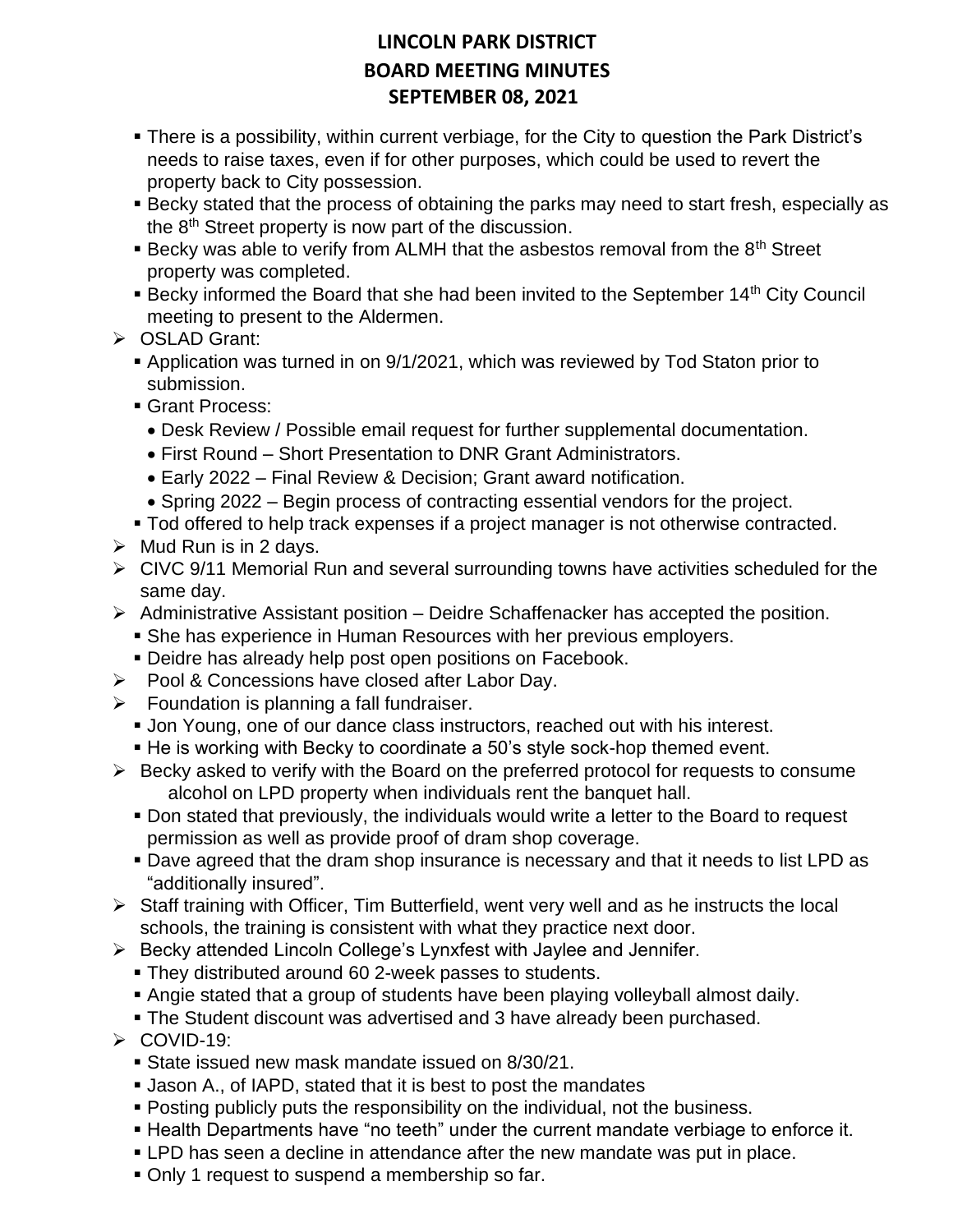# LINCOLN PARK DISTRICT
# BOARD MEETING MINUTES
# SEPTEMBER 08, 2021

- There is a possibility, within current verbiage, for the City to question the Park District's needs to raise taxes, even if for other purposes, which could be used to revert the property back to City possession.
- Becky stated that the process of obtaining the parks may need to start fresh, especially as the 8th Street property is now part of the discussion.
- Becky was able to verify from ALMH that the asbestos removal from the 8th Street property was completed.
- Becky informed the Board that she had been invited to the September 14th City Council meeting to present to the Aldermen.

- OSLAD Grant:
  - Application was turned in on 9/1/2021, which was reviewed by Tod Staton prior to submission.
  - Grant Process:
    - Desk Review / Possible email request for further supplemental documentation.
    - First Round – Short Presentation to DNR Grant Administrators.
    - Early 2022 – Final Review & Decision; Grant award notification.
    - Spring 2022 – Begin process of contracting essential vendors for the project.
  - Tod offered to help track expenses if a project manager is not otherwise contracted.
- Mud Run is in 2 days.
- CIVC 9/11 Memorial Run and several surrounding towns have activities scheduled for the same day.
- Administrative Assistant position – Deidre Schaffenacker has accepted the position.
  - She has experience in Human Resources with her previous employers.
  - Deidre has already help post open positions on Facebook.
- Pool & Concessions have closed after Labor Day.
- Foundation is planning a fall fundraiser.
  - Jon Young, one of our dance class instructors, reached out with his interest.
  - He is working with Becky to coordinate a 50's style sock-hop themed event.
- Becky asked to verify with the Board on the preferred protocol for requests to consume alcohol on LPD property when individuals rent the banquet hall.
  - Don stated that previously, the individuals would write a letter to the Board to request permission as well as provide proof of dram shop coverage.
  - Dave agreed that the dram shop insurance is necessary and that it needs to list LPD as "additionally insured".
- Staff training with Officer, Tim Butterfield, went very well and as he instructs the local schools, the training is consistent with what they practice next door.
- Becky attended Lincoln College's Lynxfest with Jaylee and Jennifer.
  - They distributed around 60 2-week passes to students.
  - Angie stated that a group of students have been playing volleyball almost daily.
  - The Student discount was advertised and 3 have already been purchased.
- COVID-19:
  - State issued new mask mandate issued on 8/30/21.
  - Jason A., of IAPD, stated that it is best to post the mandates
  - Posting publicly puts the responsibility on the individual, not the business.
  - Health Departments have "no teeth" under the current mandate verbiage to enforce it.
  - LPD has seen a decline in attendance after the new mandate was put in place.
  - Only 1 request to suspend a membership so far.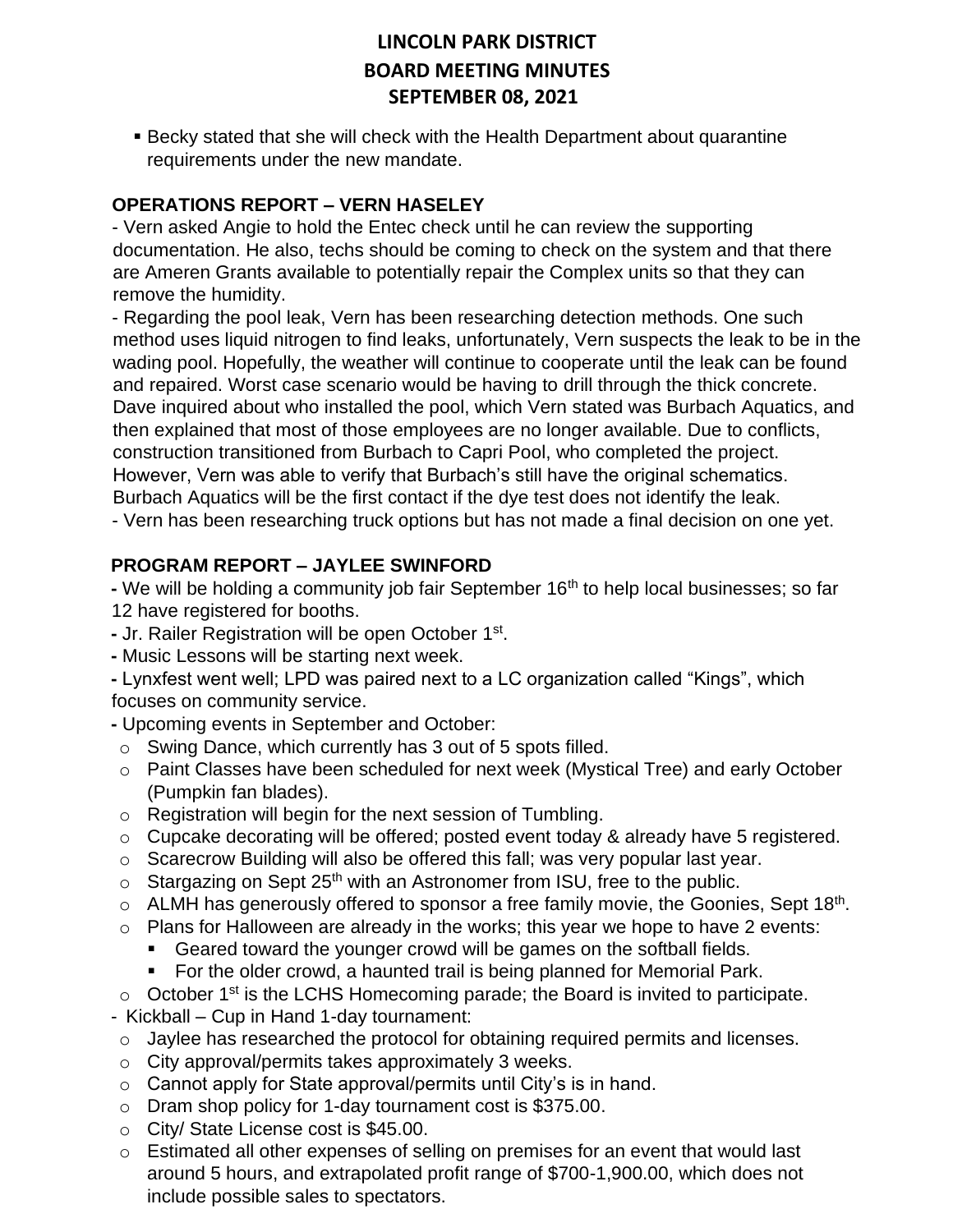- Becky stated that she will check with the Health Department about quarantine requirements under the new mandate.

**OPERATIONS REPORT – VERN HASELEY**

- Vern asked Angie to hold the Entec check until he can review the supporting documentation. He also, techs should be coming to check on the system and that there are Ameren Grants available to potentially repair the Complex units so that they can remove the humidity.
- Regarding the pool leak, Vern has been researching detection methods. One such method uses liquid nitrogen to find leaks, unfortunately, Vern suspects the leak to be in the wading pool. Hopefully, the weather will continue to cooperate until the leak can be found and repaired. Worst case scenario would be having to drill through the thick concrete. Dave inquired about who installed the pool, which Vern stated was Burbach Aquatics, and then explained that most of those employees are no longer available. Due to conflicts, construction transitioned from Burbach to Capri Pool, who completed the project. However, Vern was able to verify that Burbach's still have the original schematics. Burbach Aquatics will be the first contact if the dye test does not identify the leak.
- Vern has been researching truck options but has not made a final decision on one yet.

**PROGRAM REPORT – JAYLEE SWINFORD**

- We will be holding a community job fair September 16th to help local businesses; so far 12 have registered for booths.
- Jr. Railer Registration will be open October 1st.
- Music Lessons will be starting next week.
- Lynxfest went well; LPD was paired next to a LC organization called "Kings", which focuses on community service.
- Upcoming events in September and October:
  - Swing Dance, which currently has 3 out of 5 spots filled.
  - Paint Classes have been scheduled for next week (Mystical Tree) and early October (Pumpkin fan blades).
  - Registration will begin for the next session of Tumbling.
  - Cupcake decorating will be offered; posted event today & already have 5 registered.
  - Scarecrow Building will also be offered this fall; was very popular last year.
  - Stargazing on Sept 25th with an Astronomer from ISU, free to the public.
  - ALMH has generously offered to sponsor a free family movie, the Goonies, Sept 18th.
  - Plans for Halloween are already in the works; this year we hope to have 2 events:
    - Geared toward the younger crowd will be games on the softball fields.
    - For the older crowd, a haunted trail is being planned for Memorial Park.
  - October 1st is the LCHS Homecoming parade; the Board is invited to participate.
- Kickball – Cup in Hand 1-day tournament:
  - Jaylee has researched the protocol for obtaining required permits and licenses.
  - City approval/permits takes approximately 3 weeks.
  - Cannot apply for State approval/permits until City's is in hand.
  - Dram shop policy for 1-day tournament cost is $375.00.
  - City/ State License cost is $45.00.
  - Estimated all other expenses of selling on premises for an event that would last around 5 hours, and extrapolated profit range of $700-1,900.00, which does not include possible sales to spectators.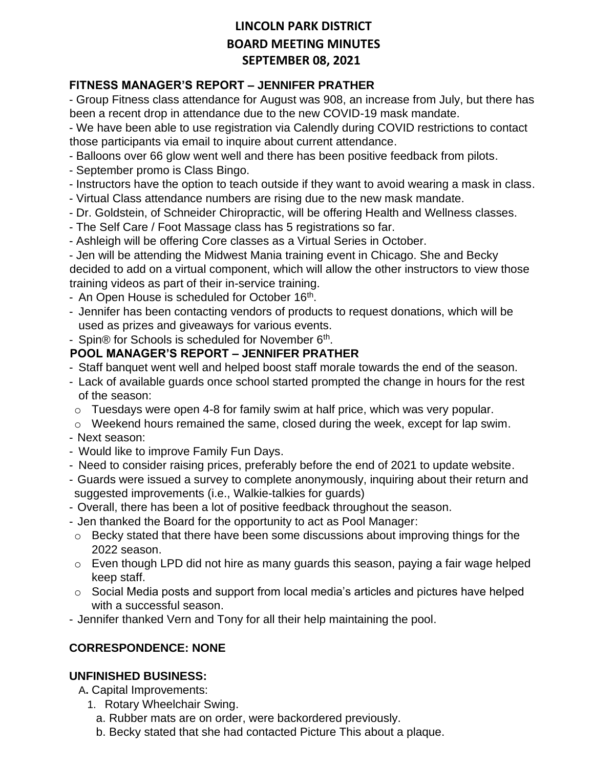# LINCOLN PARK DISTRICT
# BOARD MEETING MINUTES
# SEPTEMBER 08, 2021

### FITNESS MANAGER'S REPORT – JENNIFER PRATHER

- Group Fitness class attendance for August was 908, an increase from July, but there has been a recent drop in attendance due to the new COVID-19 mask mandate.
- We have been able to use registration via Calendly during COVID restrictions to contact those participants via email to inquire about current attendance.
- Balloons over 66 glow went well and there has been positive feedback from pilots.
- September promo is Class Bingo.
- Instructors have the option to teach outside if they want to avoid wearing a mask in class.
- Virtual Class attendance numbers are rising due to the new mask mandate.
- Dr. Goldstein, of Schneider Chiropractic, will be offering Health and Wellness classes.
- The Self Care / Foot Massage class has 5 registrations so far.
- Ashleigh will be offering Core classes as a Virtual Series in October.
- Jen will be attending the Midwest Mania training event in Chicago. She and Becky decided to add on a virtual component, which will allow the other instructors to view those training videos as part of their in-service training.
- An Open House is scheduled for October 16th.
- Jennifer has been contacting vendors of products to request donations, which will be used as prizes and giveaways for various events.
- Spin® for Schools is scheduled for November 6th.

### POOL MANAGER'S REPORT – JENNIFER PRATHER

- Staff banquet went well and helped boost staff morale towards the end of the season.
- Lack of available guards once school started prompted the change in hours for the rest of the season:
  - Tuesdays were open 4-8 for family swim at half price, which was very popular.
  - Weekend hours remained the same, closed during the week, except for lap swim.
- Next season:
- Would like to improve Family Fun Days.
- Need to consider raising prices, preferably before the end of 2021 to update website.
- Guards were issued a survey to complete anonymously, inquiring about their return and suggested improvements (i.e., Walkie-talkies for guards)
- Overall, there has been a lot of positive feedback throughout the season.
- Jen thanked the Board for the opportunity to act as Pool Manager:
  - Becky stated that there have been some discussions about improving things for the 2022 season.
  - Even though LPD did not hire as many guards this season, paying a fair wage helped keep staff.
  - Social Media posts and support from local media's articles and pictures have helped with a successful season.
- Jennifer thanked Vern and Tony for all their help maintaining the pool.

### CORRESPONDENCE: NONE

### UNFINISHED BUSINESS:

A**.** Capital Improvements:

1. Rotary Wheelchair Swing.
   a. Rubber mats are on order, were backordered previously.
   b. Becky stated that she had contacted Picture This about a plaque.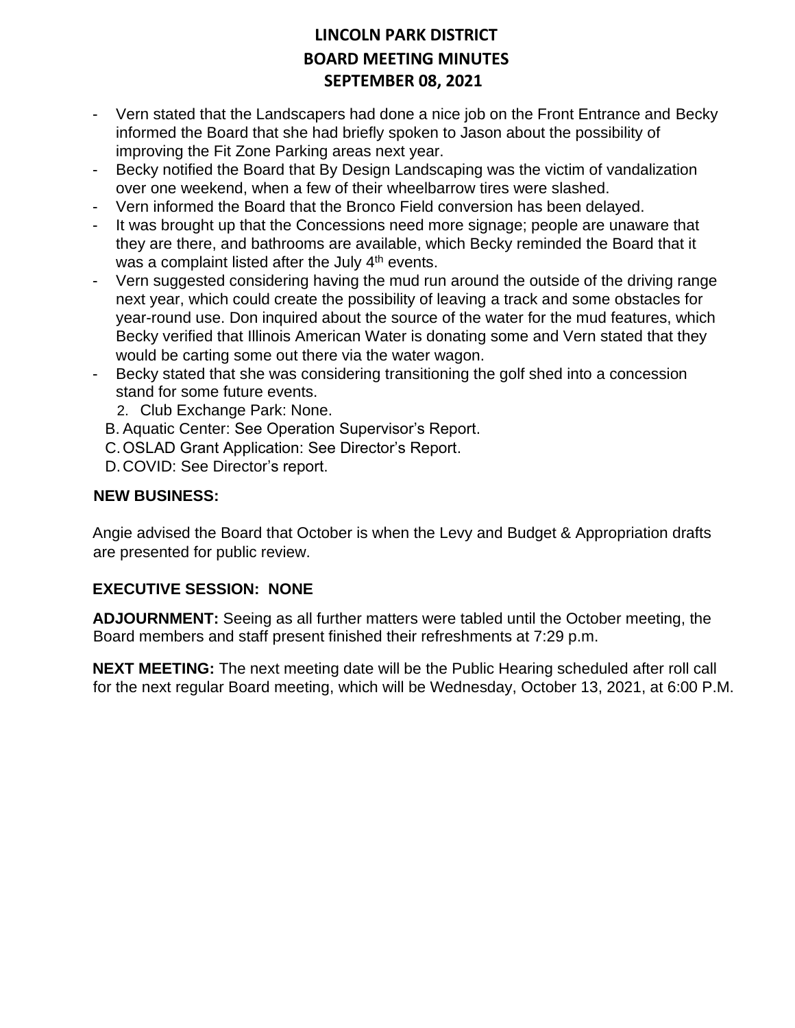# LINCOLN PARK DISTRICT
# BOARD MEETING MINUTES
# SEPTEMBER 08, 2021

- Vern stated that the Landscapers had done a nice job on the Front Entrance and Becky informed the Board that she had briefly spoken to Jason about the possibility of improving the Fit Zone Parking areas next year.
- Becky notified the Board that By Design Landscaping was the victim of vandalization over one weekend, when a few of their wheelbarrow tires were slashed.
- Vern informed the Board that the Bronco Field conversion has been delayed.
- It was brought up that the Concessions need more signage; people are unaware that they are there, and bathrooms are available, which Becky reminded the Board that it was a complaint listed after the July 4th events.
- Vern suggested considering having the mud run around the outside of the driving range next year, which could create the possibility of leaving a track and some obstacles for year-round use. Don inquired about the source of the water for the mud features, which Becky verified that Illinois American Water is donating some and Vern stated that they would be carting some out there via the water wagon.
- Becky stated that she was considering transitioning the golf shed into a concession stand for some future events.

  2. Club Exchange Park: None.

B. Aquatic Center: See Operation Supervisor's Report.

C. OSLAD Grant Application: See Director's Report.

D. COVID: See Director's report.

**NEW BUSINESS:**

Angie advised the Board that October is when the Levy and Budget & Appropriation drafts are presented for public review.

**EXECUTIVE SESSION: NONE**

**ADJOURNMENT:** Seeing as all further matters were tabled until the October meeting, the Board members and staff present finished their refreshments at 7:29 p.m.

**NEXT MEETING:** The next meeting date will be the Public Hearing scheduled after roll call for the next regular Board meeting, which will be Wednesday, October 13, 2021, at 6:00 P.M.